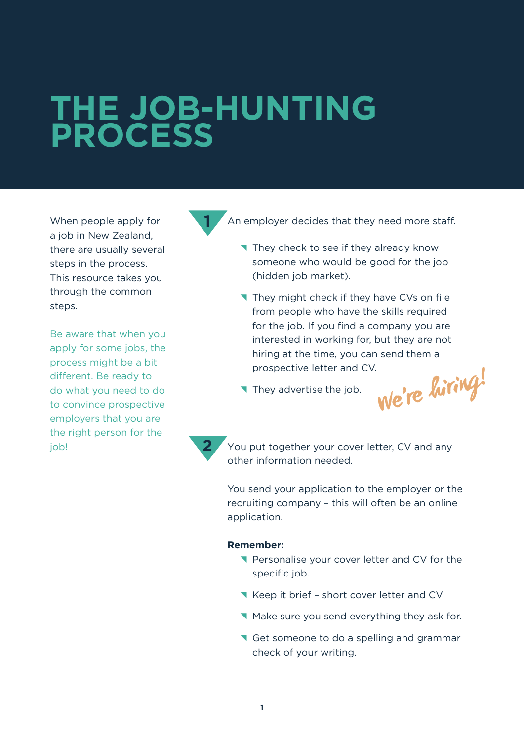# THE JOB-HUNTING PROCESS

When people apply for a job in New Zealand, there are usually several steps in the process. This resource takes you through the common steps.

Be aware that when you apply for some jobs, the process might be a bit different. Be ready to do what you need to do to convince prospective employers that you are the right person for the job!

**1** An employer decides that they need more staff.

- They check to see if they already know someone who would be good for the job (hidden job market).
- They might check if they have CVs on file from people who have the skills required for the job. If you find a company you are interested in working for, but they are not hiring at the time, you can send them a prospective letter and CV.
- They advertise the job.

We're hiring!

---

**2** You put together your cover letter, CV and any other information needed.

You send your application to the employer or the recruiting company – this will often be an online application.

**Remember:**

- Personalise your cover letter and CV for the specific job.
- Keep it brief – short cover letter and CV.
- Make sure you send everything they ask for.
- Get someone to do a spelling and grammar check of your writing.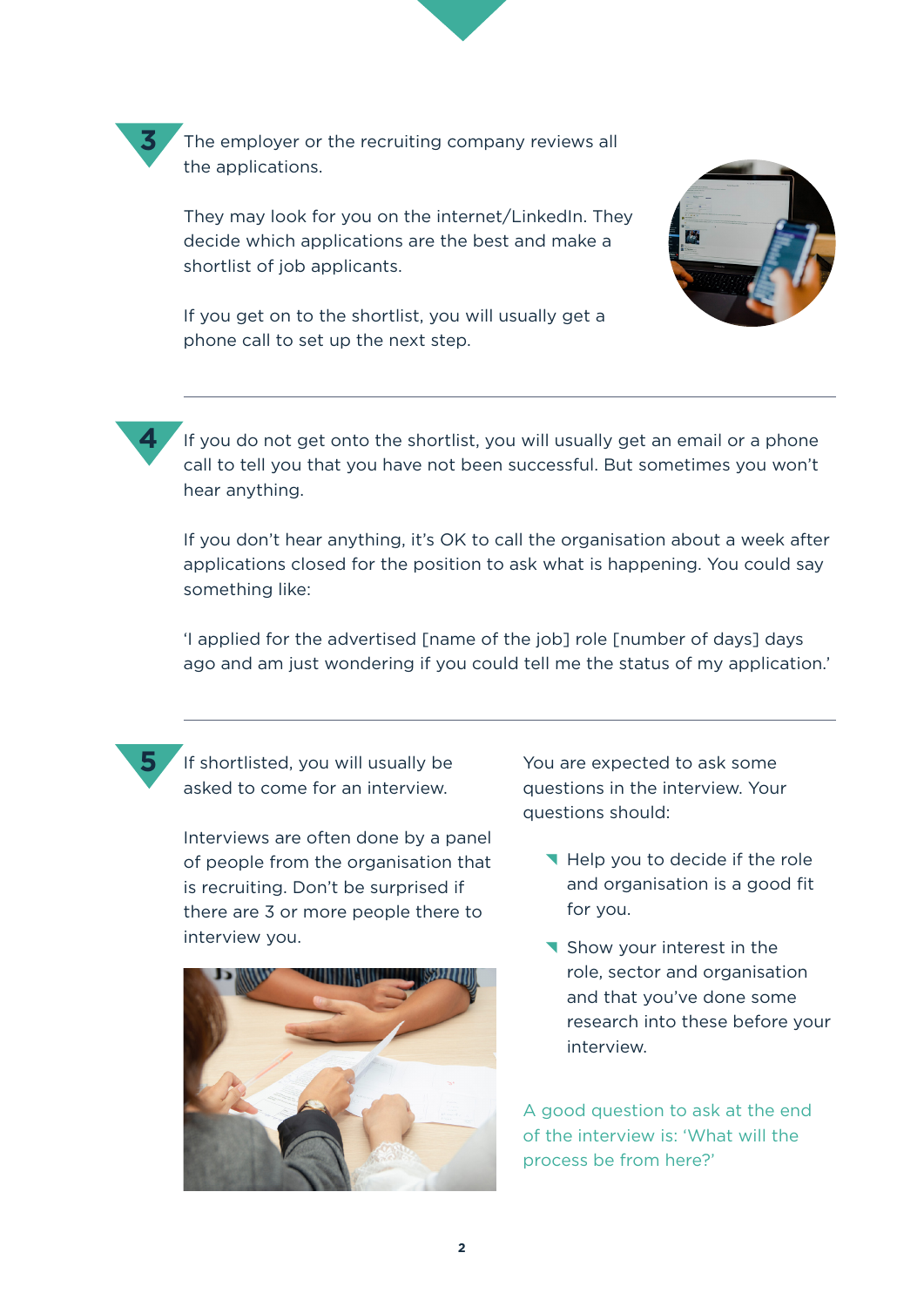**3** The employer or the recruiting company reviews all the applications.

They may look for you on the internet/LinkedIn. They decide which applications are the best and make a shortlist of job applicants.

If you get on to the shortlist, you will usually get a phone call to set up the next step.

---

**4** If you do not get onto the shortlist, you will usually get an email or a phone call to tell you that you have not been successful. But sometimes you won't hear anything.

If you don't hear anything, it's OK to call the organisation about a week after applications closed for the position to ask what is happening. You could say something like:

'I applied for the advertised [name of the job] role [number of days] days ago and am just wondering if you could tell me the status of my application.'

---

**5** If shortlisted, you will usually be asked to come for an interview.

Interviews are often done by a panel of people from the organisation that is recruiting. Don't be surprised if there are 3 or more people there to interview you.

You are expected to ask some questions in the interview. Your questions should:

- Help you to decide if the role and organisation is a good fit for you.
- Show your interest in the role, sector and organisation and that you've done some research into these before your interview.

A good question to ask at the end of the interview is: 'What will the process be from here?'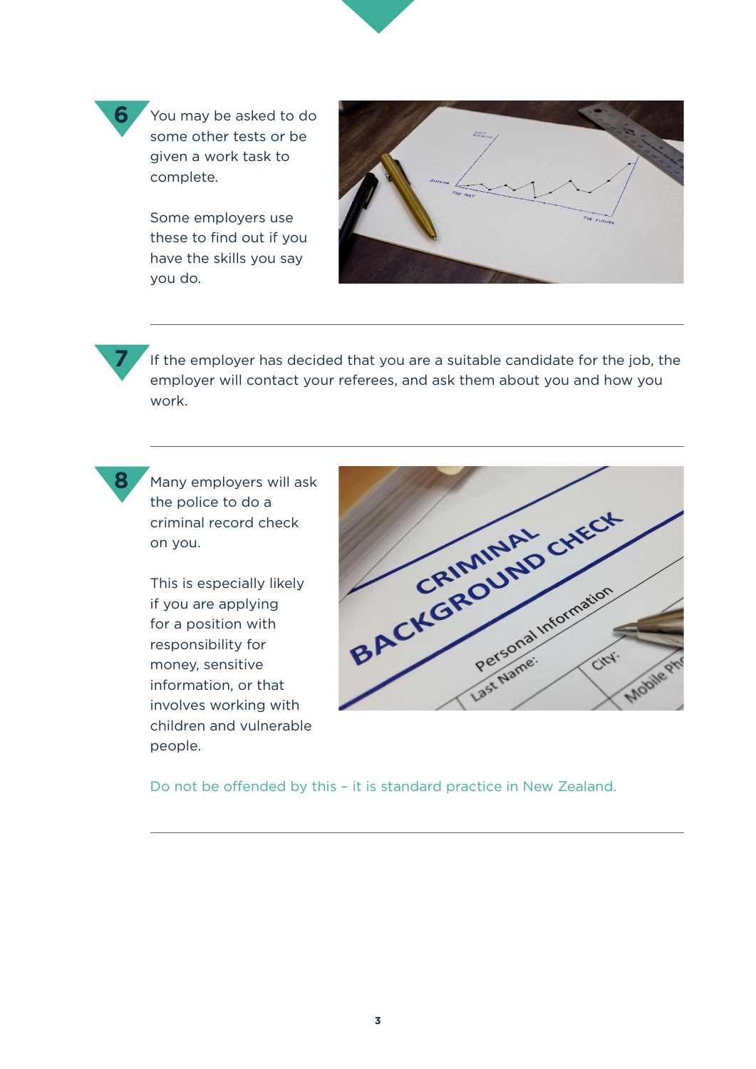**6** You may be asked to do some other tests or be given a work task to complete.

Some employers use these to find out if you have the skills you say you do.

---

**7** If the employer has decided that you are a suitable candidate for the job, the employer will contact your referees, and ask them about you and how you work.

---

**8** Many employers will ask the police to do a criminal record check on you.

This is especially likely if you are applying for a position with responsibility for money, sensitive information, or that involves working with children and vulnerable people.

Do not be offended by this – it is standard practice in New Zealand.

---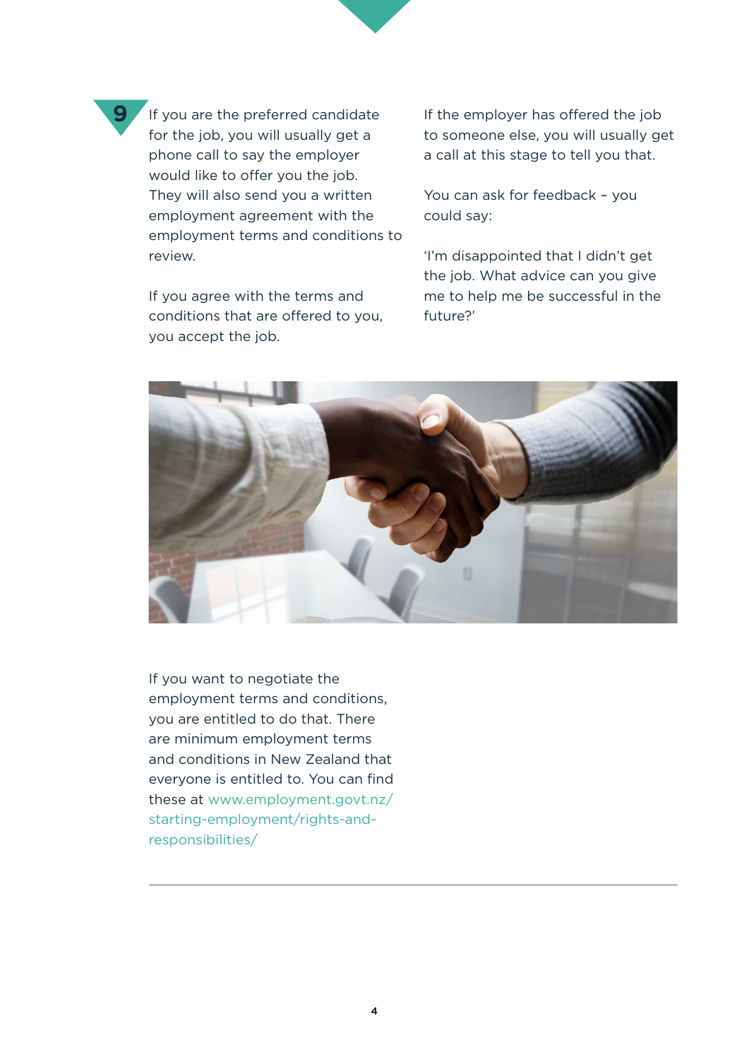9

If you are the preferred candidate for the job, you will usually get a phone call to say the employer would like to offer you the job. They will also send you a written employment agreement with the employment terms and conditions to review.

If you agree with the terms and conditions that are offered to you, you accept the job.

If the employer has offered the job to someone else, you will usually get a call at this stage to tell you that.

You can ask for feedback – you could say:

'I'm disappointed that I didn't get the job. What advice can you give me to help me be successful in the future?'

If you want to negotiate the employment terms and conditions, you are entitled to do that. There are minimum employment terms and conditions in New Zealand that everyone is entitled to. You can find these at www.employment.govt.nz/starting-employment/rights-and-responsibilities/